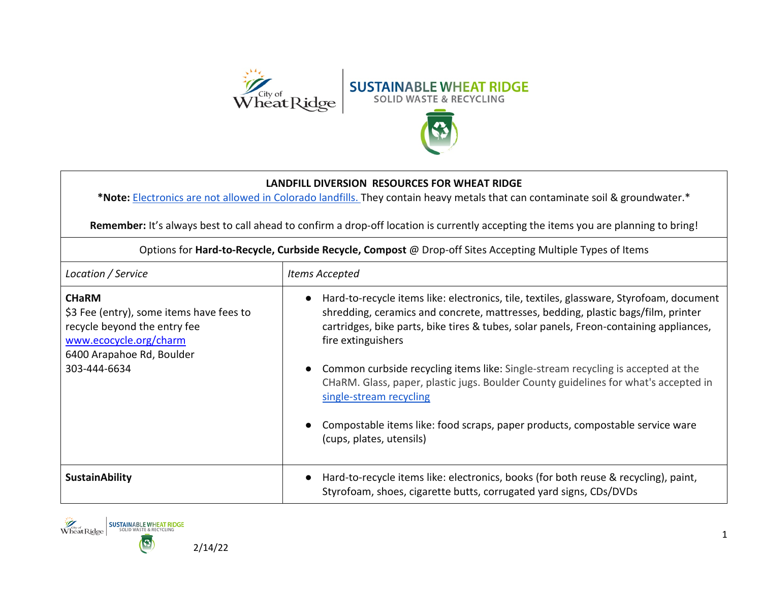SUSTAINABLE WHEAT RIDGE
SOLID WASTE & RECYCLING

**LANDFILL DIVERSION RESOURCES FOR WHEAT RIDGE**

***Note:** Electronics are not allowed in Colorado landfills. They contain heavy metals that can contaminate soil & groundwater.*

**Remember:** It's always best to call ahead to confirm a drop-off location is currently accepting the items you are planning to bring!

Options for **Hard-to-Recycle, Curbside Recycle, Compost** @ Drop-off Sites Accepting Multiple Types of Items

| *Location / Service* | *Items Accepted* |
|---|---|
| **CHaRM**<br>$3 Fee (entry), some items have fees to recycle beyond the entry fee<br>www.ecocycle.org/charm<br>6400 Arapahoe Rd, Boulder<br>303-444-6634 | • Hard-to-recycle items like: electronics, tile, textiles, glassware, Styrofoam, document shredding, ceramics and concrete, mattresses, bedding, plastic bags/film, printer cartridges, bike parts, bike tires & tubes, solar panels, Freon-containing appliances, fire extinguishers<br>• Common curbside recycling items like: Single-stream recycling is accepted at the CHaRM. Glass, paper, plastic jugs. Boulder County guidelines for what's accepted in single-stream recycling<br>• Compostable items like: food scraps, paper products, compostable service ware (cups, plates, utensils) |
| **SustainAbility** | • Hard-to-recycle items like: electronics, books (for both reuse & recycling), paint, Styrofoam, shoes, cigarette butts, corrugated yard signs, CDs/DVDs |

2/14/22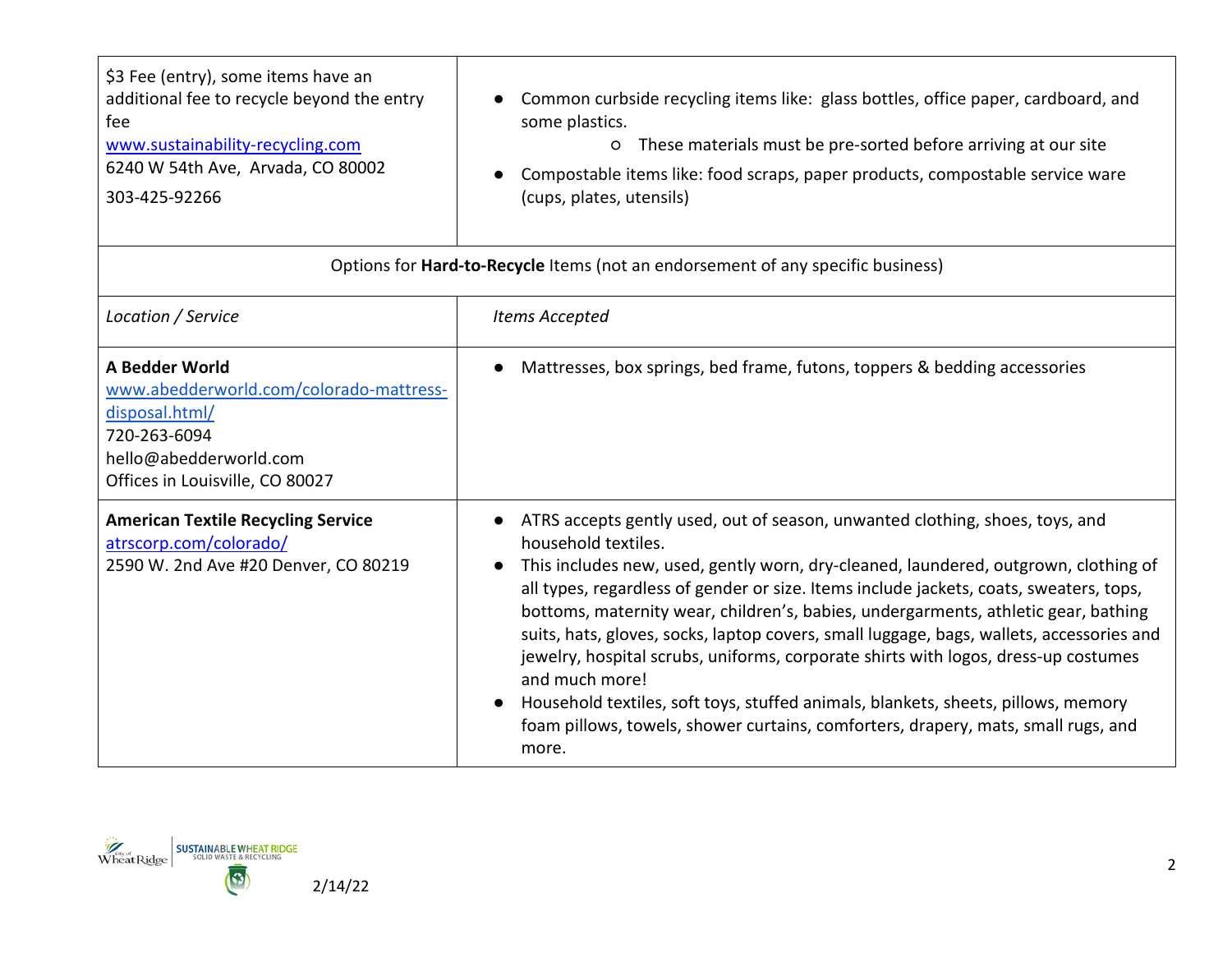| | |
|---|---|
| $3 Fee (entry), some items have an additional fee to recycle beyond the entry fee<br>www.sustainability-recycling.com<br>6240 W 54th Ave, Arvada, CO 80002<br>303-425-92266 | ● Common curbside recycling items like: glass bottles, office paper, cardboard, and some plastics.<br>○ These materials must be pre-sorted before arriving at our site<br>● Compostable items like: food scraps, paper products, compostable service ware (cups, plates, utensils) |

Options for **Hard-to-Recycle** Items (not an endorsement of any specific business)

| *Location / Service* | *Items Accepted* |
|---|---|
| **A Bedder World**<br>www.abedderworld.com/colorado-mattress-disposal.html/<br>720-263-6094<br>hello@abedderworld.com<br>Offices in Louisville, CO 80027 | ● Mattresses, box springs, bed frame, futons, toppers & bedding accessories |
| **American Textile Recycling Service**<br>atrscorp.com/colorado/<br>2590 W. 2nd Ave #20 Denver, CO 80219 | ● ATRS accepts gently used, out of season, unwanted clothing, shoes, toys, and household textiles.<br>● This includes new, used, gently worn, dry-cleaned, laundered, outgrown, clothing of all types, regardless of gender or size. Items include jackets, coats, sweaters, tops, bottoms, maternity wear, children's, babies, undergarments, athletic gear, bathing suits, hats, gloves, socks, laptop covers, small luggage, bags, wallets, accessories and jewelry, hospital scrubs, uniforms, corporate shirts with logos, dress-up costumes and much more!<br>● Household textiles, soft toys, stuffed animals, blankets, sheets, pillows, memory foam pillows, towels, shower curtains, comforters, drapery, mats, small rugs, and more. |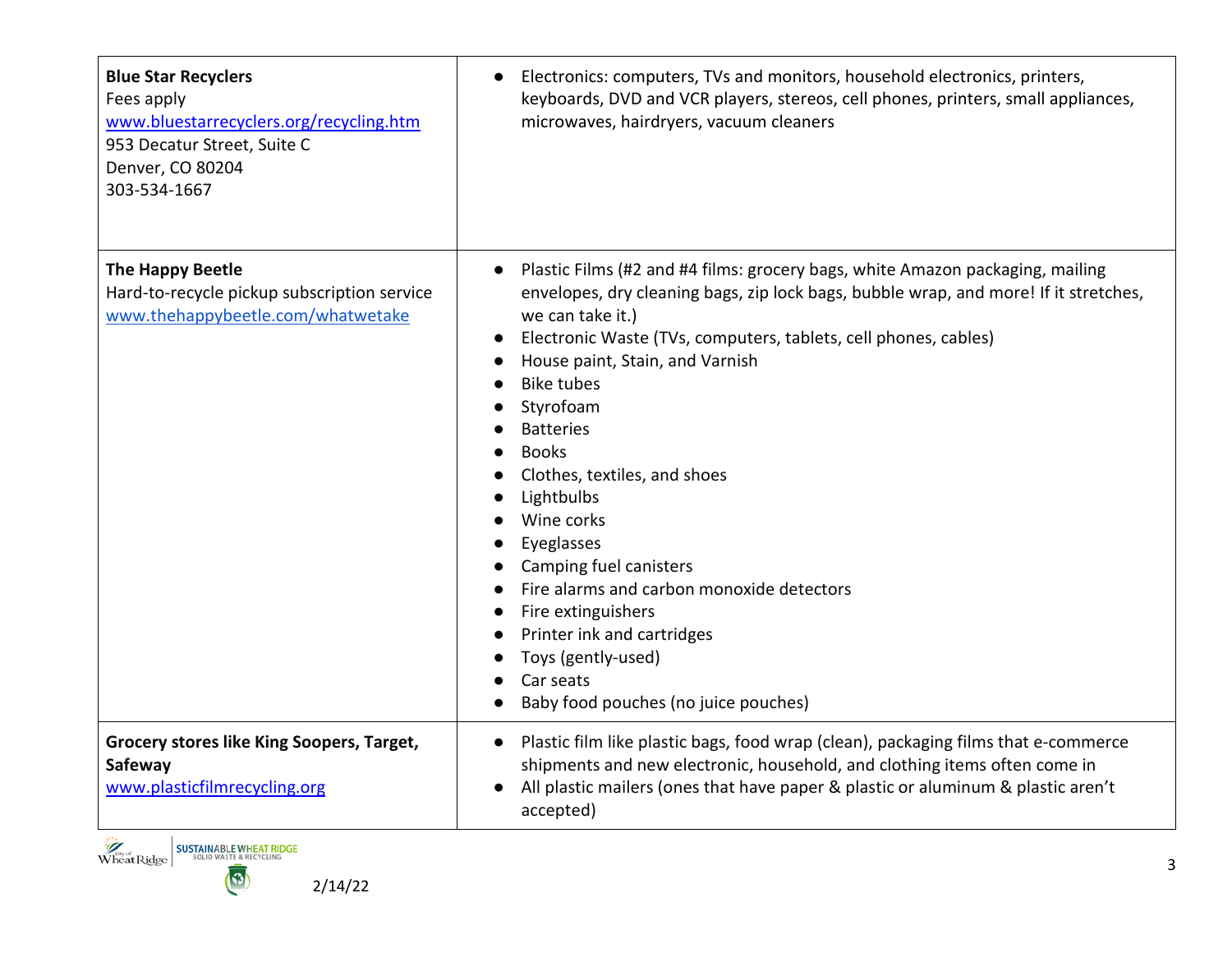| | |
|---|---|
| **Blue Star Recyclers**<br>Fees apply<br>[www.bluestarrecyclers.org/recycling.htm](www.bluestarrecyclers.org/recycling.htm)<br>953 Decatur Street, Suite C<br>Denver, CO 80204<br>303-534-1667 | ● Electronics: computers, TVs and monitors, household electronics, printers, keyboards, DVD and VCR players, stereos, cell phones, printers, small appliances, microwaves, hairdryers, vacuum cleaners |
| **The Happy Beetle**<br>Hard-to-recycle pickup subscription service<br>[www.thehappybeetle.com/whatwetake](www.thehappybeetle.com/whatwetake) | ● Plastic Films (#2 and #4 films: grocery bags, white Amazon packaging, mailing envelopes, dry cleaning bags, zip lock bags, bubble wrap, and more! If it stretches, we can take it.)<br>● Electronic Waste (TVs, computers, tablets, cell phones, cables)<br>● House paint, Stain, and Varnish<br>● Bike tubes<br>● Styrofoam<br>● Batteries<br>● Books<br>● Clothes, textiles, and shoes<br>● Lightbulbs<br>● Wine corks<br>● Eyeglasses<br>● Camping fuel canisters<br>● Fire alarms and carbon monoxide detectors<br>● Fire extinguishers<br>● Printer ink and cartridges<br>● Toys (gently-used)<br>● Car seats<br>● Baby food pouches (no juice pouches) |
| **Grocery stores like King Soopers, Target, Safeway**<br>[www.plasticfilmrecycling.org](www.plasticfilmrecycling.org) | ● Plastic film like plastic bags, food wrap (clean), packaging films that e-commerce shipments and new electronic, household, and clothing items often come in<br>● All plastic mailers (ones that have paper & plastic or aluminum & plastic aren't accepted) |

2/14/22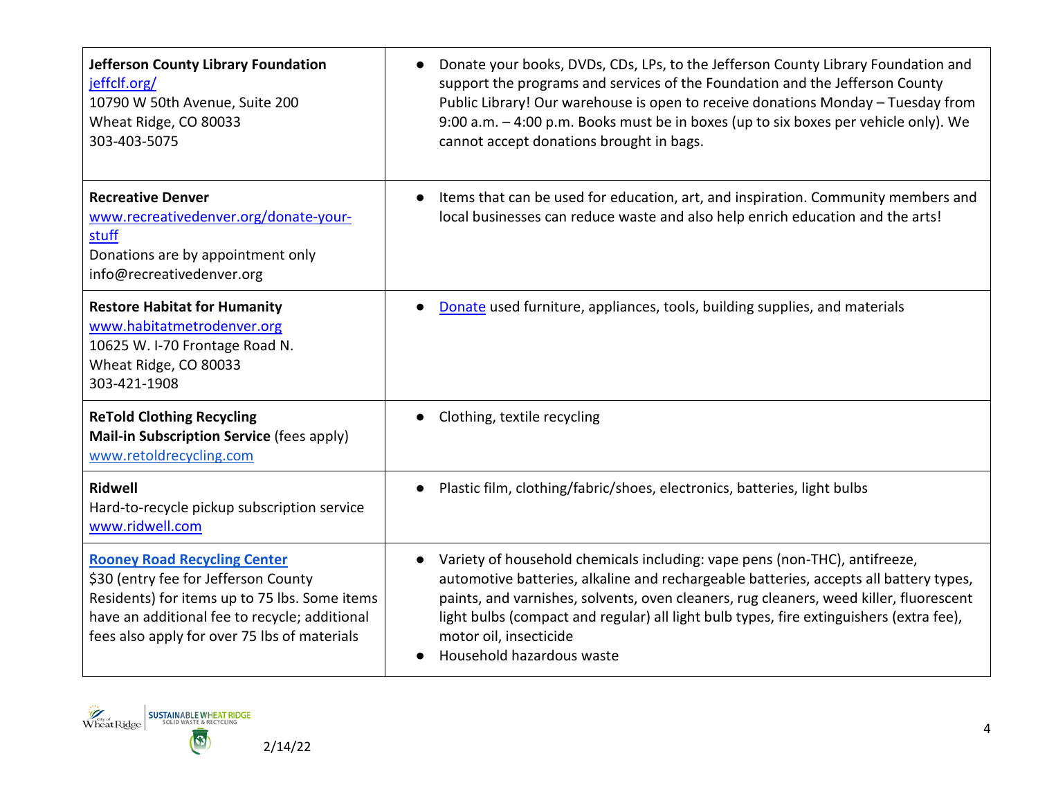| | |
|---|---|
| **Jefferson County Library Foundation**<br>jeffclf.org/<br>10790 W 50th Avenue, Suite 200<br>Wheat Ridge, CO 80033<br>303-403-5075 | • Donate your books, DVDs, CDs, LPs, to the Jefferson County Library Foundation and support the programs and services of the Foundation and the Jefferson County Public Library! Our warehouse is open to receive donations Monday – Tuesday from 9:00 a.m. – 4:00 p.m. Books must be in boxes (up to six boxes per vehicle only). We cannot accept donations brought in bags. |
| **Recreative Denver**<br>www.recreativedenver.org/donate-your-stuff<br>Donations are by appointment only<br>info@recreativedenver.org | • Items that can be used for education, art, and inspiration. Community members and local businesses can reduce waste and also help enrich education and the arts! |
| **Restore Habitat for Humanity**<br>www.habitatmetrodenver.org<br>10625 W. I-70 Frontage Road N.<br>Wheat Ridge, CO 80033<br>303-421-1908 | • Donate used furniture, appliances, tools, building supplies, and materials |
| **ReTold Clothing Recycling**<br>**Mail-in Subscription Service** (fees apply)<br>www.retoldrecycling.com | • Clothing, textile recycling |
| **Ridwell**<br>Hard-to-recycle pickup subscription service<br>www.ridwell.com | • Plastic film, clothing/fabric/shoes, electronics, batteries, light bulbs |
| **Rooney Road Recycling Center**<br>$30 (entry fee for Jefferson County Residents) for items up to 75 lbs. Some items have an additional fee to recycle; additional fees also apply for over 75 lbs of materials | • Variety of household chemicals including: vape pens (non-THC), antifreeze, automotive batteries, alkaline and rechargeable batteries, accepts all battery types, paints, and varnishes, solvents, oven cleaners, rug cleaners, weed killer, fluorescent light bulbs (compact and regular) all light bulb types, fire extinguishers (extra fee), motor oil, insecticide<br>• Household hazardous waste |

2/14/22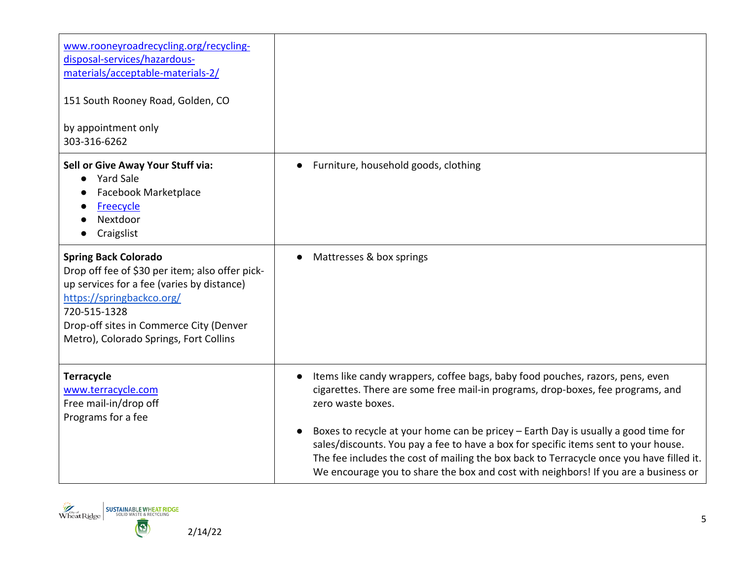| | |
|---|---|
| www.rooneyroadrecycling.org/recycling-disposal-services/hazardous-materials/acceptable-materials-2/<br><br>151 South Rooney Road, Golden, CO<br><br>by appointment only<br>303-316-6262 | |
| **Sell or Give Away Your Stuff via:**<br>• Yard Sale<br>• Facebook Marketplace<br>• Freecycle<br>• Nextdoor<br>• Craigslist | • Furniture, household goods, clothing |
| **Spring Back Colorado**<br>Drop off fee of $30 per item; also offer pick-up services for a fee (varies by distance)<br>https://springbackco.org/<br>720-515-1328<br>Drop-off sites in Commerce City (Denver Metro), Colorado Springs, Fort Collins | • Mattresses & box springs |
| **Terracycle**<br>www.terracycle.com<br>Free mail-in/drop off<br>Programs for a fee | • Items like candy wrappers, coffee bags, baby food pouches, razors, pens, even cigarettes. There are some free mail-in programs, drop-boxes, fee programs, and zero waste boxes.<br><br>• Boxes to recycle at your home can be pricey – Earth Day is usually a good time for sales/discounts. You pay a fee to have a box for specific items sent to your house. The fee includes the cost of mailing the box back to Terracycle once you have filled it. We encourage you to share the box and cost with neighbors! If you are a business or |

2/14/22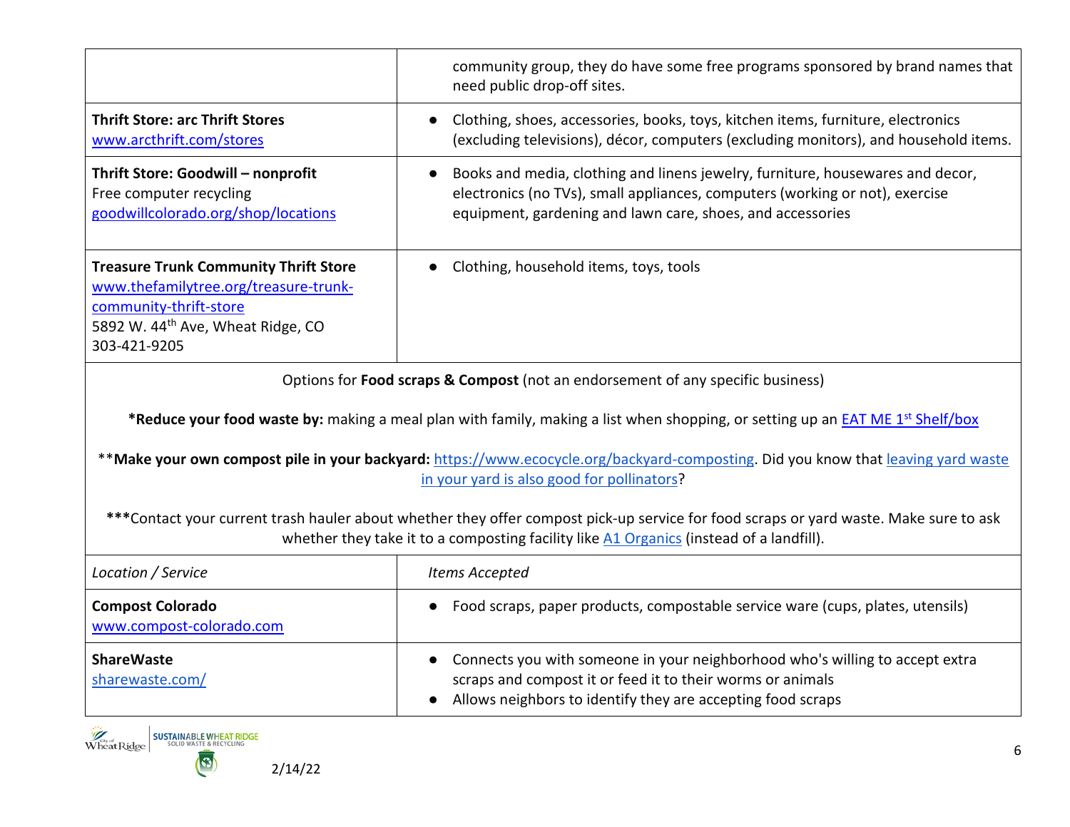| | |
|---|---|
| | community group, they do have some free programs sponsored by brand names that need public drop-off sites. |
| **Thrift Store: arc Thrift Stores**<br>www.arcthrift.com/stores | • Clothing, shoes, accessories, books, toys, kitchen items, furniture, electronics (excluding televisions), décor, computers (excluding monitors), and household items. |
| **Thrift Store: Goodwill – nonprofit**<br>Free computer recycling<br>goodwillcolorado.org/shop/locations | • Books and media, clothing and linens jewelry, furniture, housewares and decor, electronics (no TVs), small appliances, computers (working or not), exercise equipment, gardening and lawn care, shoes, and accessories |
| **Treasure Trunk Community Thrift Store**<br>www.thefamilytree.org/treasure-trunk-community-thrift-store<br>5892 W. 44th Ave, Wheat Ridge, CO<br>303-421-9205 | • Clothing, household items, toys, tools |

Options for **Food scraps & Compost** (not an endorsement of any specific business)

***Reduce your food waste by:** making a meal plan with family, making a list when shopping, or setting up an EAT ME 1st Shelf/box

****Make your own compost pile in your backyard:** https://www.ecocycle.org/backyard-composting. Did you know that leaving yard waste in your yard is also good for pollinators?

*****Contact your current trash hauler about whether they offer compost pick-up service for food scraps or yard waste. Make sure to ask whether they take it to a composting facility like A1 Organics (instead of a landfill).

| *Location / Service* | *Items Accepted* |
|---|---|
| **Compost Colorado**<br>www.compost-colorado.com | • Food scraps, paper products, compostable service ware (cups, plates, utensils) |
| **ShareWaste**<br>sharewaste.com/ | • Connects you with someone in your neighborhood who's willing to accept extra scraps and compost it or feed it to their worms or animals<br>• Allows neighbors to identify they are accepting food scraps |

2/14/22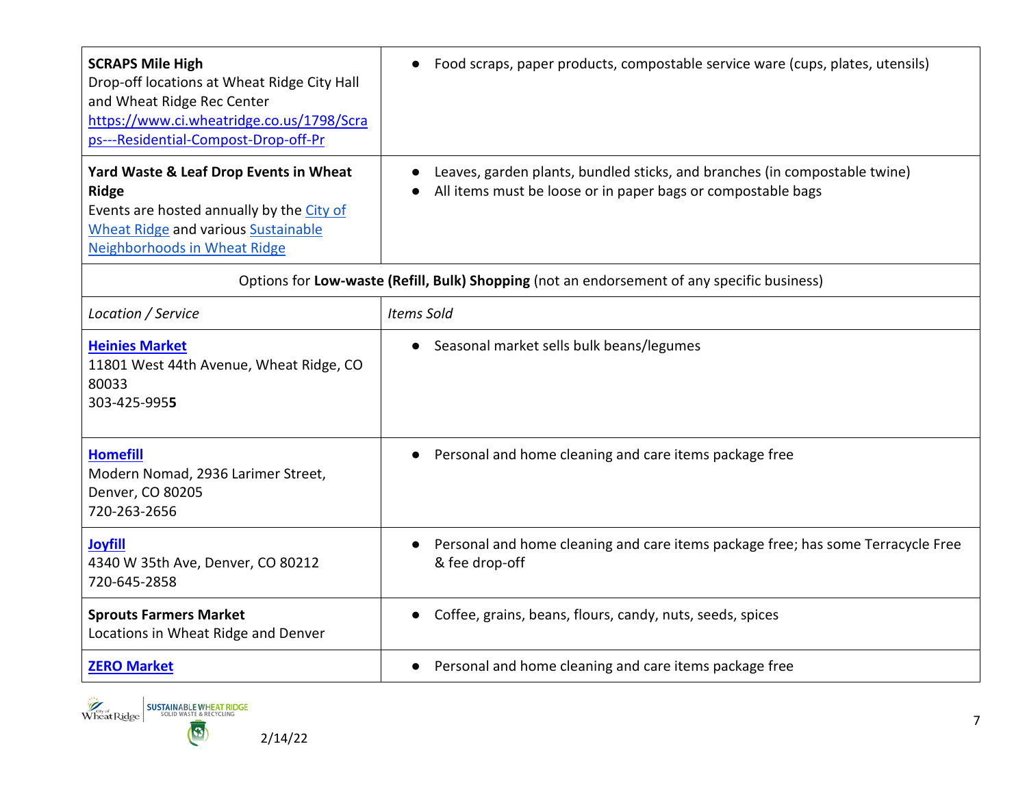| | |
|---|---|
| **SCRAPS Mile High**<br>Drop-off locations at Wheat Ridge City Hall and Wheat Ridge Rec Center<br>https://www.ci.wheatridge.co.us/1798/Scraps---Residential-Compost-Drop-off-Pr | ● Food scraps, paper products, compostable service ware (cups, plates, utensils) |
| **Yard Waste & Leaf Drop Events in Wheat Ridge**<br>Events are hosted annually by the City of Wheat Ridge and various Sustainable Neighborhoods in Wheat Ridge | ● Leaves, garden plants, bundled sticks, and branches (in compostable twine)<br>● All items must be loose or in paper bags or compostable bags |
| Options for **Low-waste (Refill, Bulk) Shopping** (not an endorsement of any specific business) | |
| *Location / Service* | *Items Sold* |
| **Heinies Market**<br>11801 West 44th Avenue, Wheat Ridge, CO 80033<br>303-425-995**5** | ● Seasonal market sells bulk beans/legumes |
| **Homefill**<br>Modern Nomad, 2936 Larimer Street, Denver, CO 80205<br>720-263-2656 | ● Personal and home cleaning and care items package free |
| **Joyfill**<br>4340 W 35th Ave, Denver, CO 80212<br>720-645-2858 | ● Personal and home cleaning and care items package free; has some Terracycle Free & fee drop-off |
| **Sprouts Farmers Market**<br>Locations in Wheat Ridge and Denver | ● Coffee, grains, beans, flours, candy, nuts, seeds, spices |
| **ZERO Market** | ● Personal and home cleaning and care items package free |

2/14/22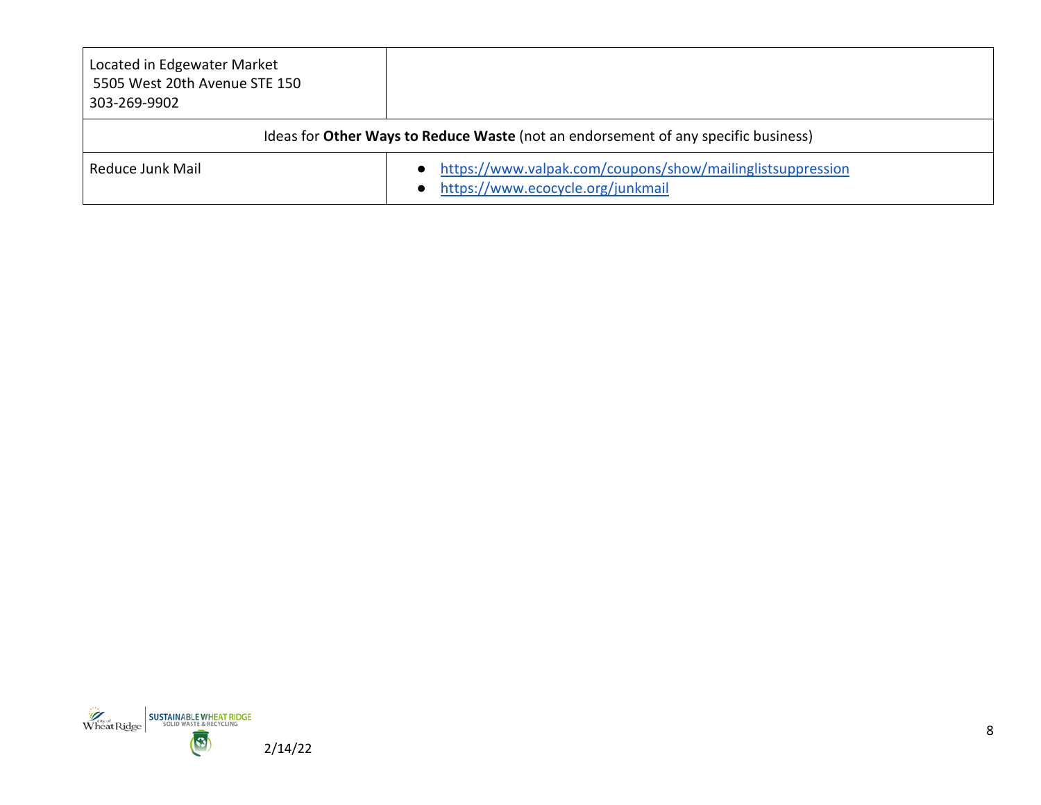| | |
|---|---|
| Located in Edgewater Market<br>5505 West 20th Avenue STE 150<br>303-269-9902 | |
| Ideas for **Other Ways to Reduce Waste** (not an endorsement of any specific business) | |
| Reduce Junk Mail | • https://www.valpak.com/coupons/show/mailinglistsuppression<br>• https://www.ecocycle.org/junkmail |

2/14/22